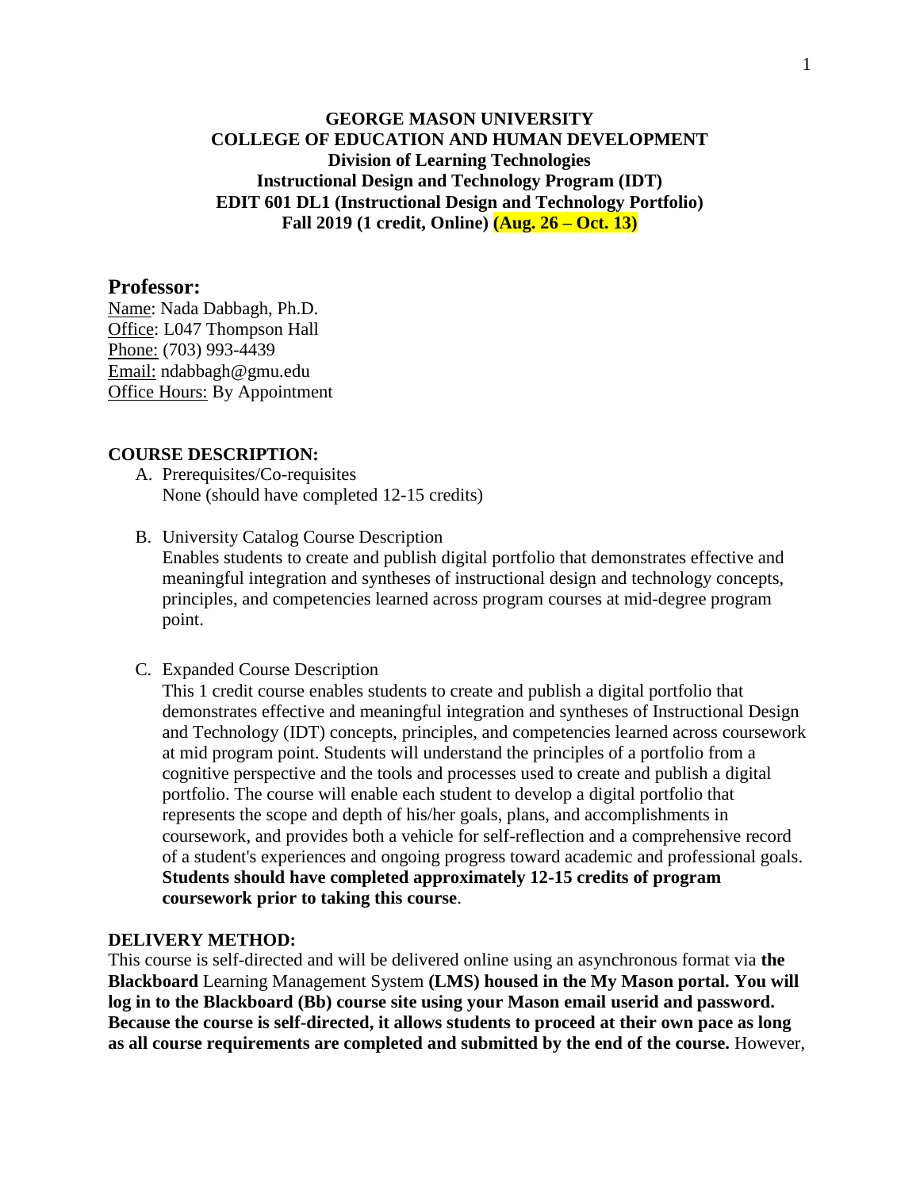**GEORGE MASON UNIVERSITY**
**COLLEGE OF EDUCATION AND HUMAN DEVELOPMENT**
**Division of Learning Technologies**
**Instructional Design and Technology Program (IDT)**
**EDIT 601 DL1 (Instructional Design and Technology Portfolio)**
**Fall 2019 (1 credit, Online) (Aug. 26 – Oct. 13)**

## Professor:

Name: Nada Dabbagh, Ph.D.
Office: L047 Thompson Hall
Phone: (703) 993-4439
Email: ndabbagh@gmu.edu
Office Hours: By Appointment

**COURSE DESCRIPTION:**

A. Prerequisites/Co-requisites
   None (should have completed 12-15 credits)

B. University Catalog Course Description
   Enables students to create and publish digital portfolio that demonstrates effective and meaningful integration and syntheses of instructional design and technology concepts, principles, and competencies learned across program courses at mid-degree program point.

C. Expanded Course Description
   This 1 credit course enables students to create and publish a digital portfolio that demonstrates effective and meaningful integration and syntheses of Instructional Design and Technology (IDT) concepts, principles, and competencies learned across coursework at mid program point. Students will understand the principles of a portfolio from a cognitive perspective and the tools and processes used to create and publish a digital portfolio. The course will enable each student to develop a digital portfolio that represents the scope and depth of his/her goals, plans, and accomplishments in coursework, and provides both a vehicle for self-reflection and a comprehensive record of a student's experiences and ongoing progress toward academic and professional goals. **Students should have completed approximately 12-15 credits of program coursework prior to taking this course**.

**DELIVERY METHOD:**

This course is self-directed and will be delivered online using an asynchronous format via **the Blackboard** Learning Management System **(LMS) housed in the My Mason portal. You will log in to the Blackboard (Bb) course site using your Mason email userid and password. Because the course is self-directed, it allows students to proceed at their own pace as long as all course requirements are completed and submitted by the end of the course.** However,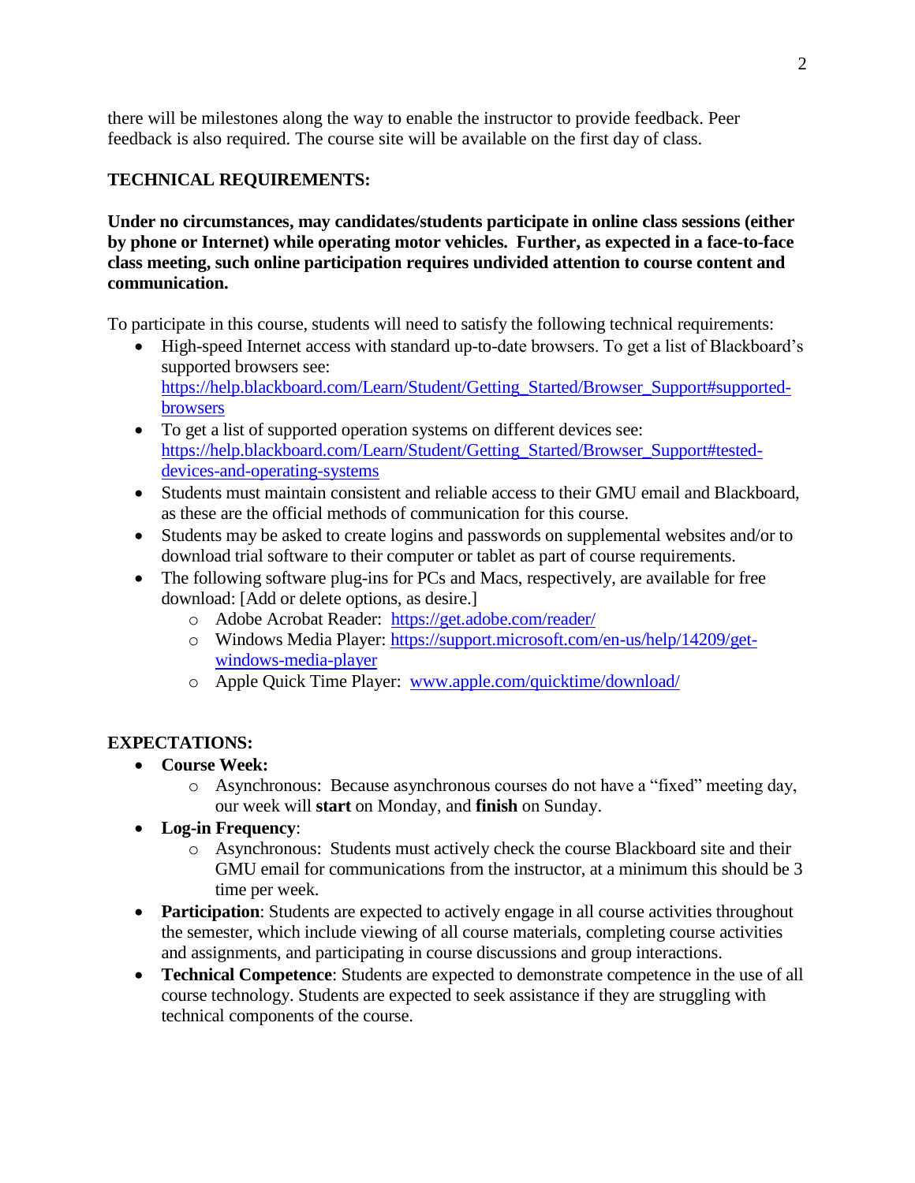there will be milestones along the way to enable the instructor to provide feedback. Peer feedback is also required. The course site will be available on the first day of class.

## TECHNICAL REQUIREMENTS:

**Under no circumstances, may candidates/students participate in online class sessions (either by phone or Internet) while operating motor vehicles. Further, as expected in a face-to-face class meeting, such online participation requires undivided attention to course content and communication.**

To participate in this course, students will need to satisfy the following technical requirements:

- High-speed Internet access with standard up-to-date browsers. To get a list of Blackboard's supported browsers see: https://help.blackboard.com/Learn/Student/Getting_Started/Browser_Support#supported-browsers
- To get a list of supported operation systems on different devices see: https://help.blackboard.com/Learn/Student/Getting_Started/Browser_Support#tested-devices-and-operating-systems
- Students must maintain consistent and reliable access to their GMU email and Blackboard, as these are the official methods of communication for this course.
- Students may be asked to create logins and passwords on supplemental websites and/or to download trial software to their computer or tablet as part of course requirements.
- The following software plug-ins for PCs and Macs, respectively, are available for free download: [Add or delete options, as desire.]
  - Adobe Acrobat Reader: https://get.adobe.com/reader/
  - Windows Media Player: https://support.microsoft.com/en-us/help/14209/get-windows-media-player
  - Apple Quick Time Player: www.apple.com/quicktime/download/

## EXPECTATIONS:

- **Course Week:**
  - Asynchronous: Because asynchronous courses do not have a "fixed" meeting day, our week will **start** on Monday, and **finish** on Sunday.
- **Log-in Frequency**:
  - Asynchronous: Students must actively check the course Blackboard site and their GMU email for communications from the instructor, at a minimum this should be 3 time per week.
- **Participation**: Students are expected to actively engage in all course activities throughout the semester, which include viewing of all course materials, completing course activities and assignments, and participating in course discussions and group interactions.
- **Technical Competence**: Students are expected to demonstrate competence in the use of all course technology. Students are expected to seek assistance if they are struggling with technical components of the course.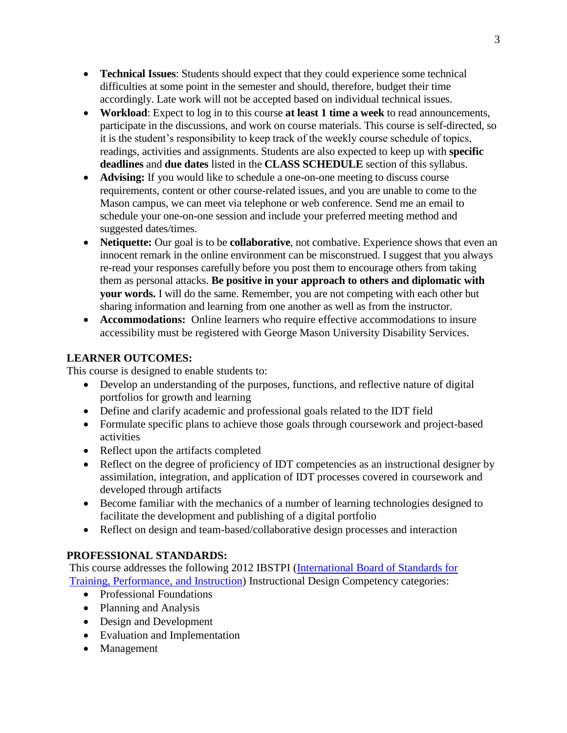- **Technical Issues**: Students should expect that they could experience some technical difficulties at some point in the semester and should, therefore, budget their time accordingly. Late work will not be accepted based on individual technical issues.
- **Workload**: Expect to log in to this course **at least 1 time a week** to read announcements, participate in the discussions, and work on course materials. This course is self-directed, so it is the student's responsibility to keep track of the weekly course schedule of topics, readings, activities and assignments. Students are also expected to keep up with **specific deadlines** and **due dates** listed in the **CLASS SCHEDULE** section of this syllabus.
- **Advising:** If you would like to schedule a one-on-one meeting to discuss course requirements, content or other course-related issues, and you are unable to come to the Mason campus, we can meet via telephone or web conference. Send me an email to schedule your one-on-one session and include your preferred meeting method and suggested dates/times.
- **Netiquette:** Our goal is to be **collaborative**, not combative. Experience shows that even an innocent remark in the online environment can be misconstrued. I suggest that you always re-read your responses carefully before you post them to encourage others from taking them as personal attacks. **Be positive in your approach to others and diplomatic with your words.** I will do the same. Remember, you are not competing with each other but sharing information and learning from one another as well as from the instructor.
- **Accommodations:** Online learners who require effective accommodations to insure accessibility must be registered with George Mason University Disability Services.

## LEARNER OUTCOMES:

This course is designed to enable students to:

- Develop an understanding of the purposes, functions, and reflective nature of digital portfolios for growth and learning
- Define and clarify academic and professional goals related to the IDT field
- Formulate specific plans to achieve those goals through coursework and project-based activities
- Reflect upon the artifacts completed
- Reflect on the degree of proficiency of IDT competencies as an instructional designer by assimilation, integration, and application of IDT processes covered in coursework and developed through artifacts
- Become familiar with the mechanics of a number of learning technologies designed to facilitate the development and publishing of a digital portfolio
- Reflect on design and team-based/collaborative design processes and interaction

## PROFESSIONAL STANDARDS:

This course addresses the following 2012 IBSTPI (International Board of Standards for Training, Performance, and Instruction) Instructional Design Competency categories:

- Professional Foundations
- Planning and Analysis
- Design and Development
- Evaluation and Implementation
- Management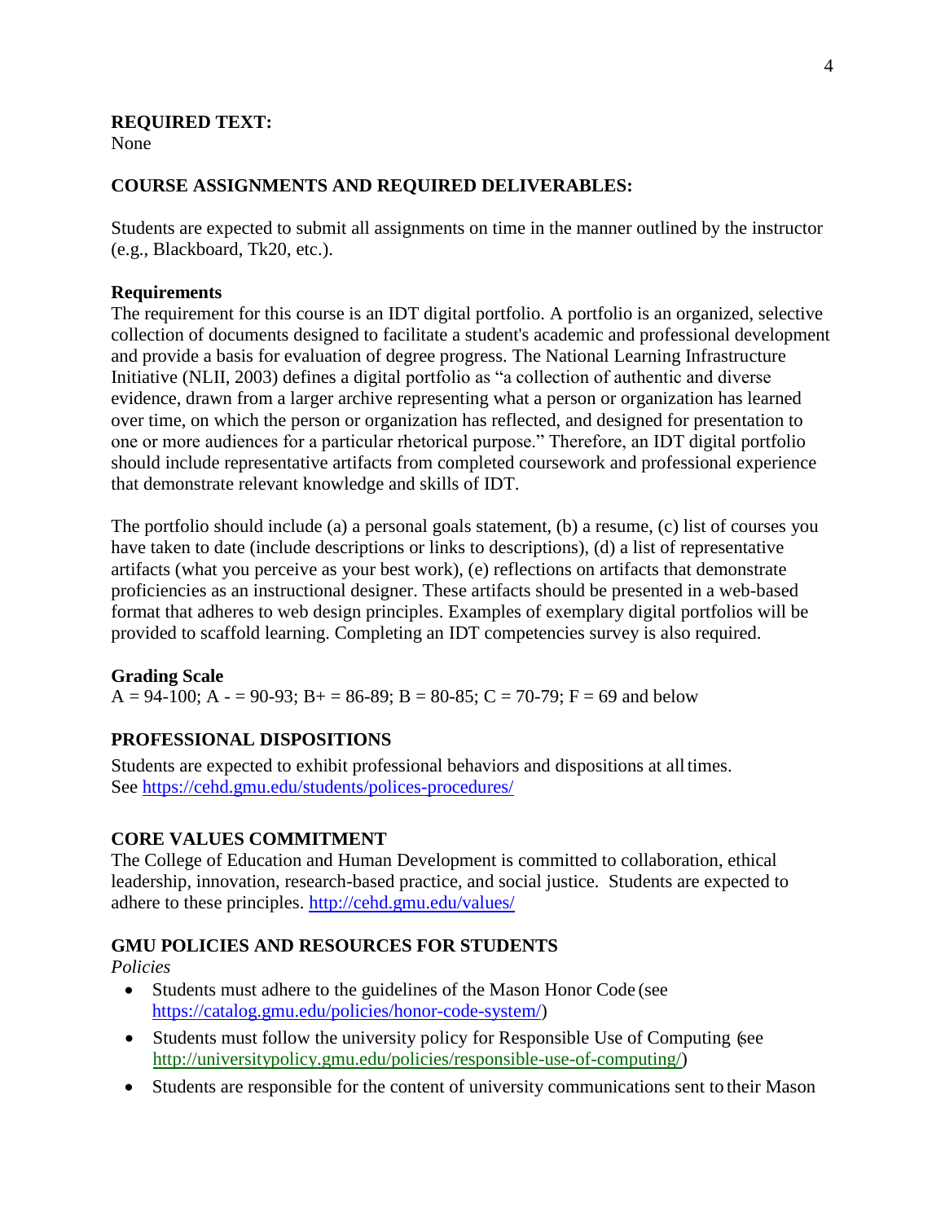**REQUIRED TEXT:**
None

**COURSE ASSIGNMENTS AND REQUIRED DELIVERABLES:**

Students are expected to submit all assignments on time in the manner outlined by the instructor (e.g., Blackboard, Tk20, etc.).

**Requirements**

The requirement for this course is an IDT digital portfolio. A portfolio is an organized, selective collection of documents designed to facilitate a student's academic and professional development and provide a basis for evaluation of degree progress. The National Learning Infrastructure Initiative (NLII, 2003) defines a digital portfolio as "a collection of authentic and diverse evidence, drawn from a larger archive representing what a person or organization has learned over time, on which the person or organization has reflected, and designed for presentation to one or more audiences for a particular rhetorical purpose." Therefore, an IDT digital portfolio should include representative artifacts from completed coursework and professional experience that demonstrate relevant knowledge and skills of IDT.

The portfolio should include (a) a personal goals statement, (b) a resume, (c) list of courses you have taken to date (include descriptions or links to descriptions), (d) a list of representative artifacts (what you perceive as your best work), (e) reflections on artifacts that demonstrate proficiencies as an instructional designer. These artifacts should be presented in a web-based format that adheres to web design principles. Examples of exemplary digital portfolios will be provided to scaffold learning. Completing an IDT competencies survey is also required.

**Grading Scale**

A = 94-100; A - = 90-93; B+ = 86-89; B = 80-85; C = 70-79; F = 69 and below

**PROFESSIONAL DISPOSITIONS**

Students are expected to exhibit professional behaviors and dispositions at all times. See https://cehd.gmu.edu/students/polices-procedures/

**CORE VALUES COMMITMENT**

The College of Education and Human Development is committed to collaboration, ethical leadership, innovation, research-based practice, and social justice. Students are expected to adhere to these principles. http://cehd.gmu.edu/values/

**GMU POLICIES AND RESOURCES FOR STUDENTS**

*Policies*

- Students must adhere to the guidelines of the Mason Honor Code (see https://catalog.gmu.edu/policies/honor-code-system/)
- Students must follow the university policy for Responsible Use of Computing (see http://universitypolicy.gmu.edu/policies/responsible-use-of-computing/)
- Students are responsible for the content of university communications sent to their Mason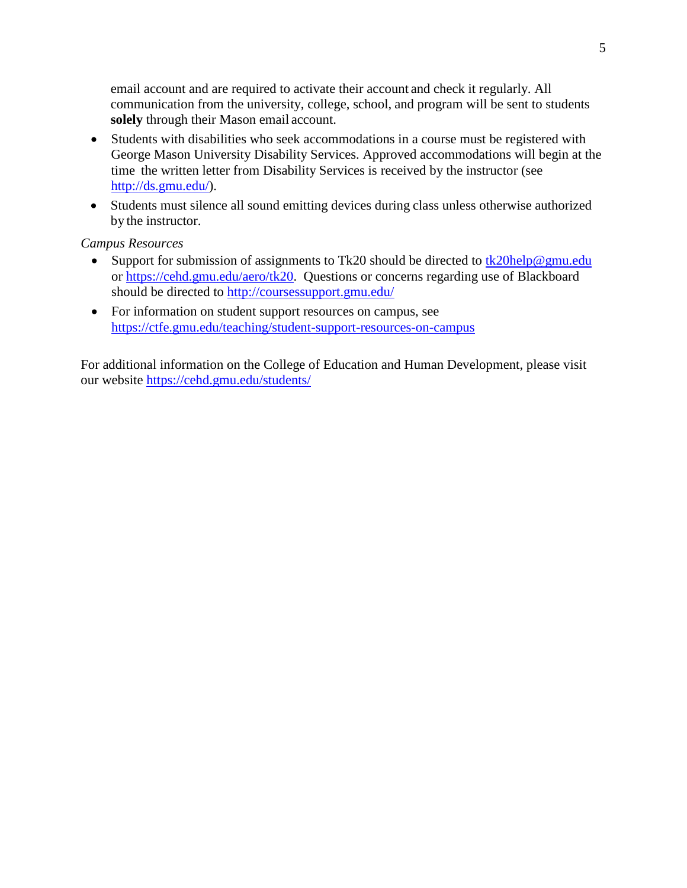email account and are required to activate their account and check it regularly. All communication from the university, college, school, and program will be sent to students **solely** through their Mason email account.

- Students with disabilities who seek accommodations in a course must be registered with George Mason University Disability Services. Approved accommodations will begin at the time the written letter from Disability Services is received by the instructor (see http://ds.gmu.edu/).
- Students must silence all sound emitting devices during class unless otherwise authorized by the instructor.

*Campus Resources*

- Support for submission of assignments to Tk20 should be directed to tk20help@gmu.edu or https://cehd.gmu.edu/aero/tk20. Questions or concerns regarding use of Blackboard should be directed to http://coursessupport.gmu.edu/
- For information on student support resources on campus, see https://ctfe.gmu.edu/teaching/student-support-resources-on-campus

For additional information on the College of Education and Human Development, please visit our website https://cehd.gmu.edu/students/